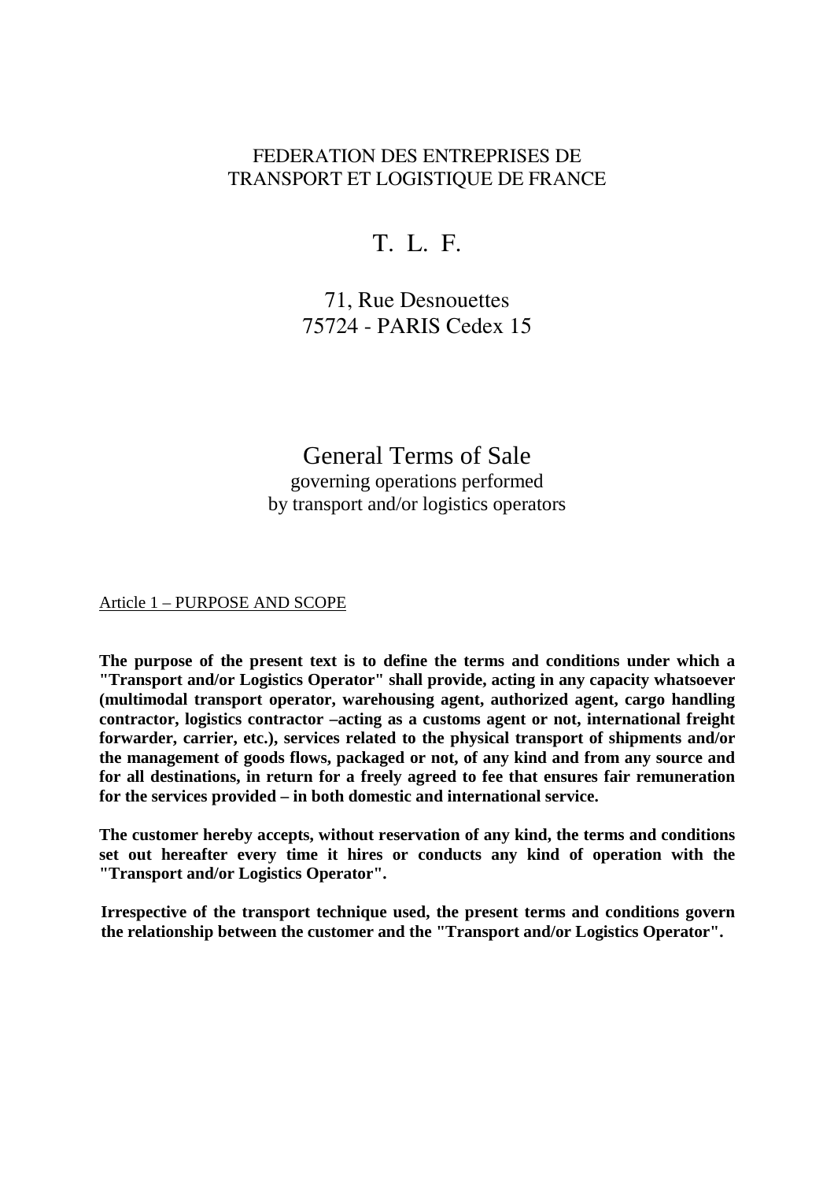FEDERATION DES ENTREPRISES DE TRANSPORT ET LOGISTIQUE DE FRANCE

# T. L. F.

71, Rue Desnouettes
75724 - PARIS Cedex 15

# General Terms of Sale

governing operations performed
by transport and/or logistics operators

## Article 1 – PURPOSE AND SCOPE

**The purpose of the present text is to define the terms and conditions under which a "Transport and/or Logistics Operator" shall provide, acting in any capacity whatsoever (multimodal transport operator, warehousing agent, authorized agent, cargo handling contractor, logistics contractor –acting as a customs agent or not, international freight forwarder, carrier, etc.), services related to the physical transport of shipments and/or the management of goods flows, packaged or not, of any kind and from any source and for all destinations, in return for a freely agreed to fee that ensures fair remuneration for the services provided – in both domestic and international service.**

**The customer hereby accepts, without reservation of any kind, the terms and conditions set out hereafter every time it hires or conducts any kind of operation with the "Transport and/or Logistics Operator".**

**Irrespective of the transport technique used, the present terms and conditions govern the relationship between the customer and the "Transport and/or Logistics Operator".**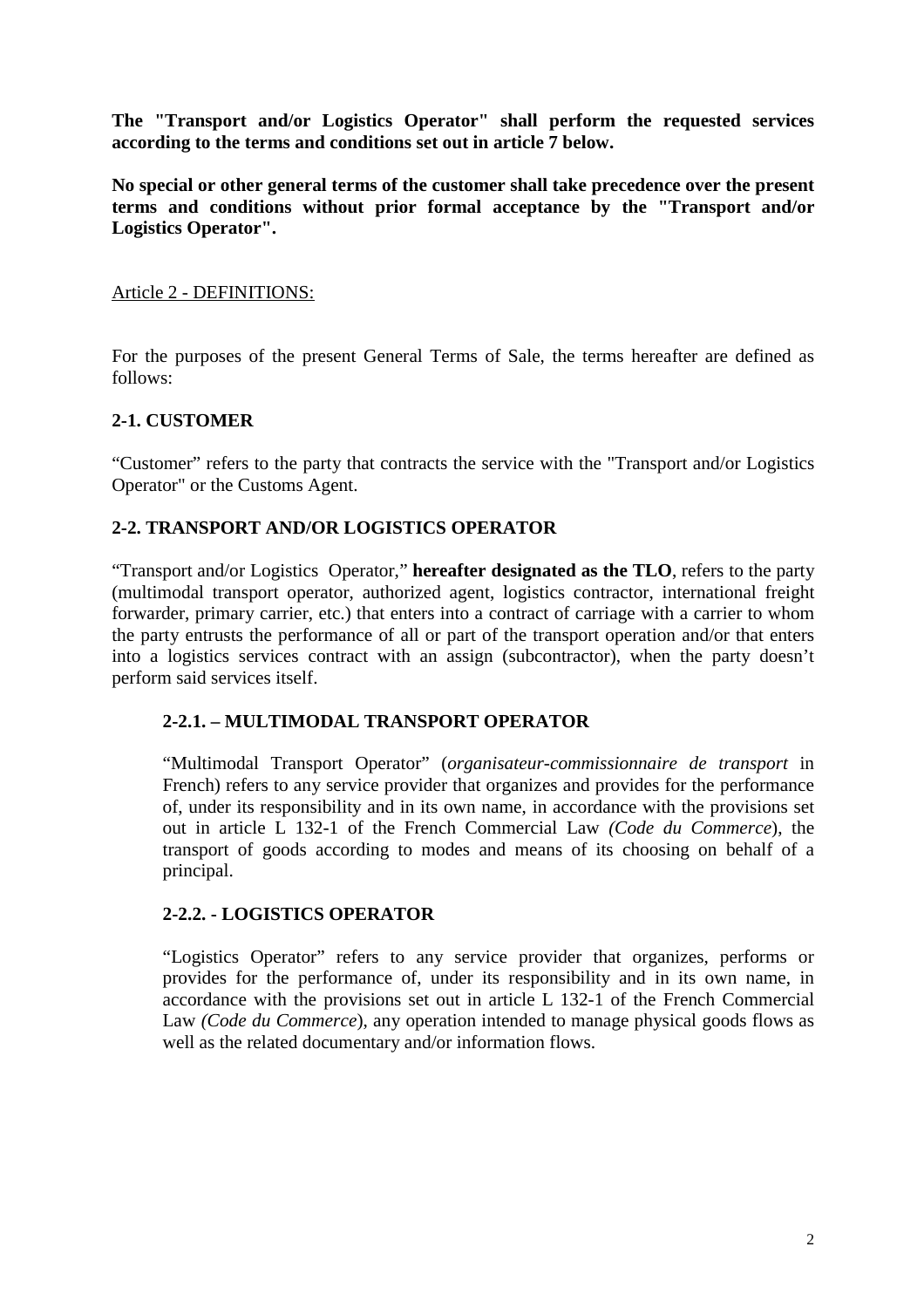**The "Transport and/or Logistics Operator" shall perform the requested services according to the terms and conditions set out in article 7 below.**

**No special or other general terms of the customer shall take precedence over the present terms and conditions without prior formal acceptance by the "Transport and/or Logistics Operator".**

## Article 2 - DEFINITIONS:

For the purposes of the present General Terms of Sale, the terms hereafter are defined as follows:

### 2-1. CUSTOMER

"Customer" refers to the party that contracts the service with the "Transport and/or Logistics Operator" or the Customs Agent.

### 2-2. TRANSPORT AND/OR LOGISTICS OPERATOR

"Transport and/or Logistics Operator," **hereafter designated as the TLO**, refers to the party (multimodal transport operator, authorized agent, logistics contractor, international freight forwarder, primary carrier, etc.) that enters into a contract of carriage with a carrier to whom the party entrusts the performance of all or part of the transport operation and/or that enters into a logistics services contract with an assign (subcontractor), when the party doesn't perform said services itself.

#### 2-2.1. – MULTIMODAL TRANSPORT OPERATOR

"Multimodal Transport Operator" (*organisateur-commissionnaire de transport* in French) refers to any service provider that organizes and provides for the performance of, under its responsibility and in its own name, in accordance with the provisions set out in article L 132-1 of the French Commercial Law *(Code du Commerce*), the transport of goods according to modes and means of its choosing on behalf of a principal.

#### 2-2.2. - LOGISTICS OPERATOR

"Logistics Operator" refers to any service provider that organizes, performs or provides for the performance of, under its responsibility and in its own name, in accordance with the provisions set out in article L 132-1 of the French Commercial Law *(Code du Commerce*), any operation intended to manage physical goods flows as well as the related documentary and/or information flows.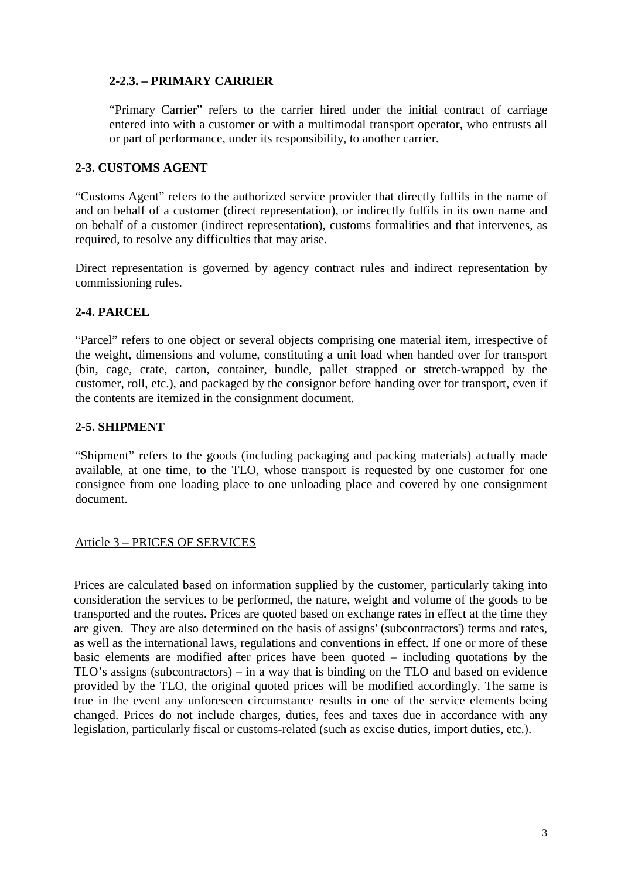#### 2-2.3. – PRIMARY CARRIER

"Primary Carrier" refers to the carrier hired under the initial contract of carriage entered into with a customer or with a multimodal transport operator, who entrusts all or part of performance, under its responsibility, to another carrier.

### 2-3. CUSTOMS AGENT

"Customs Agent" refers to the authorized service provider that directly fulfils in the name of and on behalf of a customer (direct representation), or indirectly fulfils in its own name and on behalf of a customer (indirect representation), customs formalities and that intervenes, as required, to resolve any difficulties that may arise.

Direct representation is governed by agency contract rules and indirect representation by commissioning rules.

### 2-4. PARCEL

"Parcel" refers to one object or several objects comprising one material item, irrespective of the weight, dimensions and volume, constituting a unit load when handed over for transport (bin, cage, crate, carton, container, bundle, pallet strapped or stretch-wrapped by the customer, roll, etc.), and packaged by the consignor before handing over for transport, even if the contents are itemized in the consignment document.

### 2-5. SHIPMENT

"Shipment" refers to the goods (including packaging and packing materials) actually made available, at one time, to the TLO, whose transport is requested by one customer for one consignee from one loading place to one unloading place and covered by one consignment document.

## Article 3 – PRICES OF SERVICES

Prices are calculated based on information supplied by the customer, particularly taking into consideration the services to be performed, the nature, weight and volume of the goods to be transported and the routes. Prices are quoted based on exchange rates in effect at the time they are given. They are also determined on the basis of assigns' (subcontractors') terms and rates, as well as the international laws, regulations and conventions in effect. If one or more of these basic elements are modified after prices have been quoted – including quotations by the TLO's assigns (subcontractors) – in a way that is binding on the TLO and based on evidence provided by the TLO, the original quoted prices will be modified accordingly. The same is true in the event any unforeseen circumstance results in one of the service elements being changed. Prices do not include charges, duties, fees and taxes due in accordance with any legislation, particularly fiscal or customs-related (such as excise duties, import duties, etc.).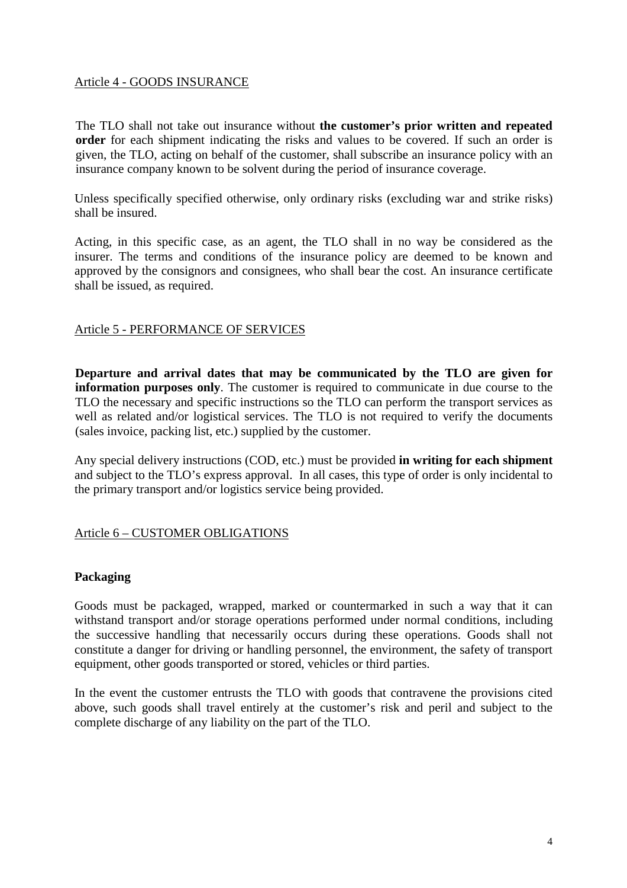## Article 4 - GOODS INSURANCE

The TLO shall not take out insurance without **the customer's prior written and repeated order** for each shipment indicating the risks and values to be covered. If such an order is given, the TLO, acting on behalf of the customer, shall subscribe an insurance policy with an insurance company known to be solvent during the period of insurance coverage.

Unless specifically specified otherwise, only ordinary risks (excluding war and strike risks) shall be insured.

Acting, in this specific case, as an agent, the TLO shall in no way be considered as the insurer. The terms and conditions of the insurance policy are deemed to be known and approved by the consignors and consignees, who shall bear the cost. An insurance certificate shall be issued, as required.

## Article 5 - PERFORMANCE OF SERVICES

**Departure and arrival dates that may be communicated by the TLO are given for information purposes only**. The customer is required to communicate in due course to the TLO the necessary and specific instructions so the TLO can perform the transport services as well as related and/or logistical services. The TLO is not required to verify the documents (sales invoice, packing list, etc.) supplied by the customer.

Any special delivery instructions (COD, etc.) must be provided **in writing for each shipment** and subject to the TLO's express approval. In all cases, this type of order is only incidental to the primary transport and/or logistics service being provided.

## Article 6 – CUSTOMER OBLIGATIONS

### Packaging

Goods must be packaged, wrapped, marked or countermarked in such a way that it can withstand transport and/or storage operations performed under normal conditions, including the successive handling that necessarily occurs during these operations. Goods shall not constitute a danger for driving or handling personnel, the environment, the safety of transport equipment, other goods transported or stored, vehicles or third parties.

In the event the customer entrusts the TLO with goods that contravene the provisions cited above, such goods shall travel entirely at the customer's risk and peril and subject to the complete discharge of any liability on the part of the TLO.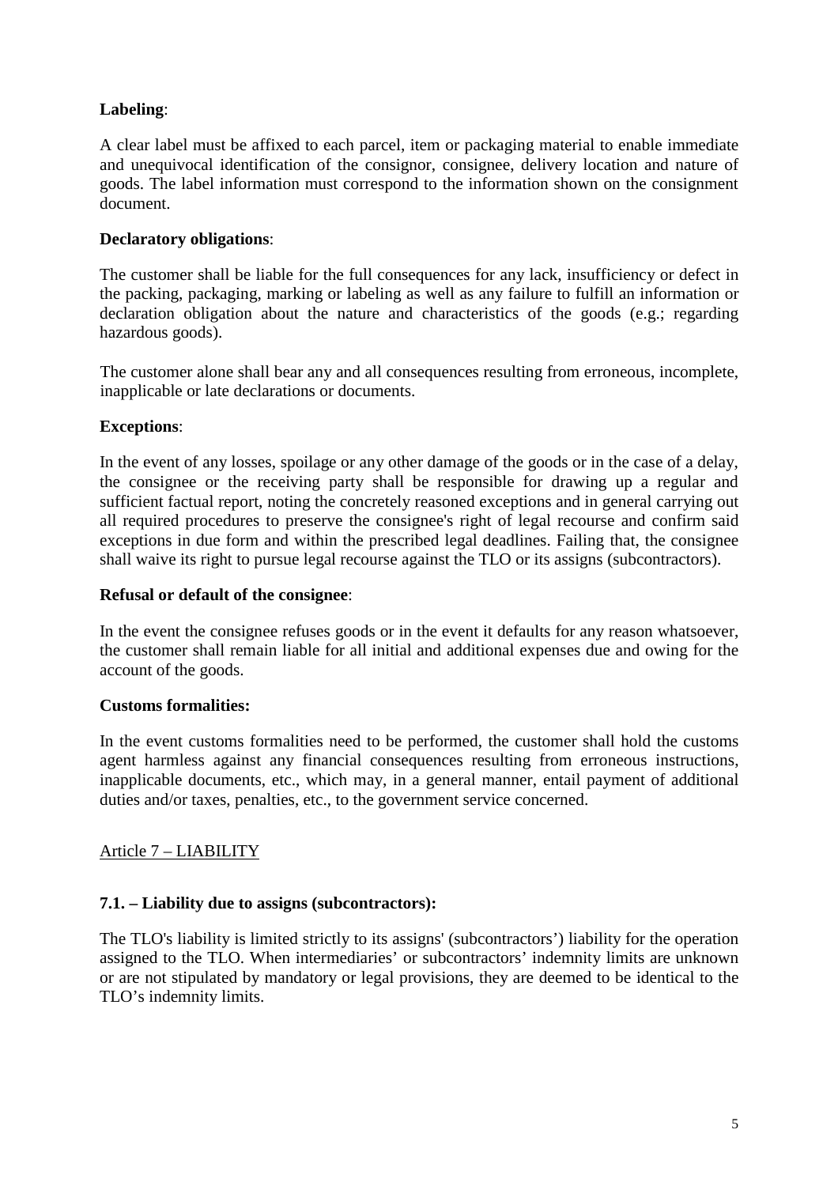**Labeling**:

A clear label must be affixed to each parcel, item or packaging material to enable immediate and unequivocal identification of the consignor, consignee, delivery location and nature of goods. The label information must correspond to the information shown on the consignment document.

**Declaratory obligations**:

The customer shall be liable for the full consequences for any lack, insufficiency or defect in the packing, packaging, marking or labeling as well as any failure to fulfill an information or declaration obligation about the nature and characteristics of the goods (e.g.; regarding hazardous goods).

The customer alone shall bear any and all consequences resulting from erroneous, incomplete, inapplicable or late declarations or documents.

**Exceptions**:

In the event of any losses, spoilage or any other damage of the goods or in the case of a delay, the consignee or the receiving party shall be responsible for drawing up a regular and sufficient factual report, noting the concretely reasoned exceptions and in general carrying out all required procedures to preserve the consignee's right of legal recourse and confirm said exceptions in due form and within the prescribed legal deadlines. Failing that, the consignee shall waive its right to pursue legal recourse against the TLO or its assigns (subcontractors).

**Refusal or default of the consignee**:

In the event the consignee refuses goods or in the event it defaults for any reason whatsoever, the customer shall remain liable for all initial and additional expenses due and owing for the account of the goods.

**Customs formalities:**

In the event customs formalities need to be performed, the customer shall hold the customs agent harmless against any financial consequences resulting from erroneous instructions, inapplicable documents, etc., which may, in a general manner, entail payment of additional duties and/or taxes, penalties, etc., to the government service concerned.

## Article 7 – LIABILITY

### 7.1. – Liability due to assigns (subcontractors):

The TLO's liability is limited strictly to its assigns' (subcontractors') liability for the operation assigned to the TLO. When intermediaries' or subcontractors' indemnity limits are unknown or are not stipulated by mandatory or legal provisions, they are deemed to be identical to the TLO's indemnity limits.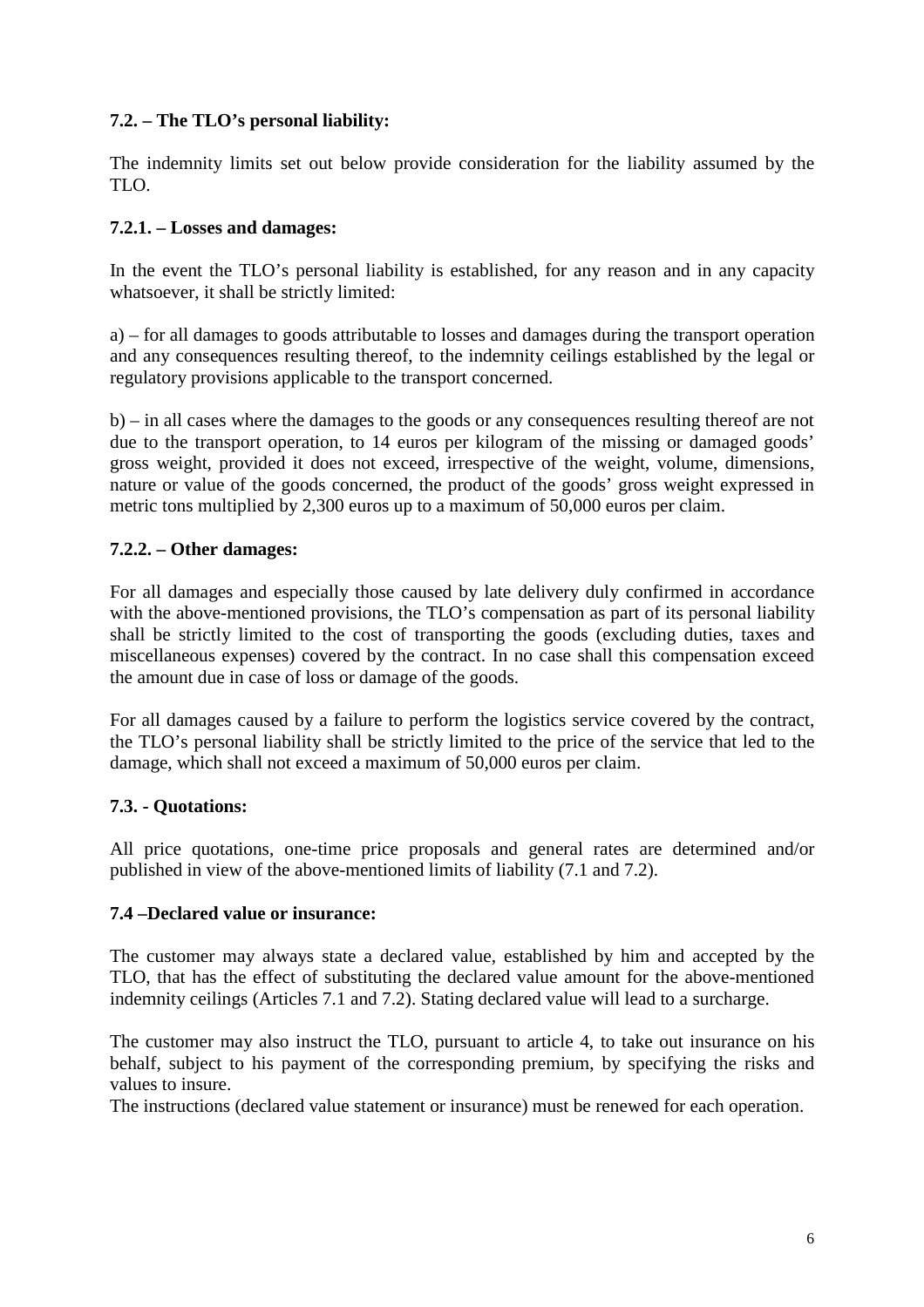### 7.2. – The TLO's personal liability:

The indemnity limits set out below provide consideration for the liability assumed by the TLO.

#### 7.2.1. – Losses and damages:

In the event the TLO's personal liability is established, for any reason and in any capacity whatsoever, it shall be strictly limited:

a) – for all damages to goods attributable to losses and damages during the transport operation and any consequences resulting thereof, to the indemnity ceilings established by the legal or regulatory provisions applicable to the transport concerned.

b) – in all cases where the damages to the goods or any consequences resulting thereof are not due to the transport operation, to 14 euros per kilogram of the missing or damaged goods' gross weight, provided it does not exceed, irrespective of the weight, volume, dimensions, nature or value of the goods concerned, the product of the goods' gross weight expressed in metric tons multiplied by 2,300 euros up to a maximum of 50,000 euros per claim.

#### 7.2.2. – Other damages:

For all damages and especially those caused by late delivery duly confirmed in accordance with the above-mentioned provisions, the TLO's compensation as part of its personal liability shall be strictly limited to the cost of transporting the goods (excluding duties, taxes and miscellaneous expenses) covered by the contract. In no case shall this compensation exceed the amount due in case of loss or damage of the goods.

For all damages caused by a failure to perform the logistics service covered by the contract, the TLO's personal liability shall be strictly limited to the price of the service that led to the damage, which shall not exceed a maximum of 50,000 euros per claim.

### 7.3. - Quotations:

All price quotations, one-time price proposals and general rates are determined and/or published in view of the above-mentioned limits of liability (7.1 and 7.2).

### 7.4 –Declared value or insurance:

The customer may always state a declared value, established by him and accepted by the TLO, that has the effect of substituting the declared value amount for the above-mentioned indemnity ceilings (Articles 7.1 and 7.2). Stating declared value will lead to a surcharge.

The customer may also instruct the TLO, pursuant to article 4, to take out insurance on his behalf, subject to his payment of the corresponding premium, by specifying the risks and values to insure.

The instructions (declared value statement or insurance) must be renewed for each operation.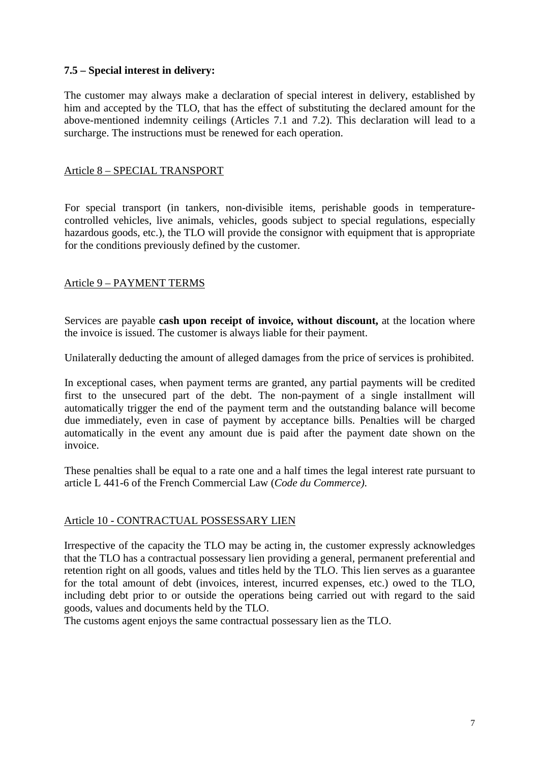**7.5 – Special interest in delivery:**

The customer may always make a declaration of special interest in delivery, established by him and accepted by the TLO, that has the effect of substituting the declared amount for the above-mentioned indemnity ceilings (Articles 7.1 and 7.2). This declaration will lead to a surcharge. The instructions must be renewed for each operation.

## Article 8 – SPECIAL TRANSPORT

For special transport (in tankers, non-divisible items, perishable goods in temperature-controlled vehicles, live animals, vehicles, goods subject to special regulations, especially hazardous goods, etc.), the TLO will provide the consignor with equipment that is appropriate for the conditions previously defined by the customer.

## Article 9 – PAYMENT TERMS

Services are payable **cash upon receipt of invoice, without discount,** at the location where the invoice is issued. The customer is always liable for their payment.

Unilaterally deducting the amount of alleged damages from the price of services is prohibited.

In exceptional cases, when payment terms are granted, any partial payments will be credited first to the unsecured part of the debt. The non-payment of a single installment will automatically trigger the end of the payment term and the outstanding balance will become due immediately, even in case of payment by acceptance bills. Penalties will be charged automatically in the event any amount due is paid after the payment date shown on the invoice.

These penalties shall be equal to a rate one and a half times the legal interest rate pursuant to article L 441-6 of the French Commercial Law (*Code du Commerce).*

## Article 10 - CONTRACTUAL POSSESSARY LIEN

Irrespective of the capacity the TLO may be acting in, the customer expressly acknowledges that the TLO has a contractual possessary lien providing a general, permanent preferential and retention right on all goods, values and titles held by the TLO. This lien serves as a guarantee for the total amount of debt (invoices, interest, incurred expenses, etc.) owed to the TLO, including debt prior to or outside the operations being carried out with regard to the said goods, values and documents held by the TLO.
The customs agent enjoys the same contractual possessary lien as the TLO.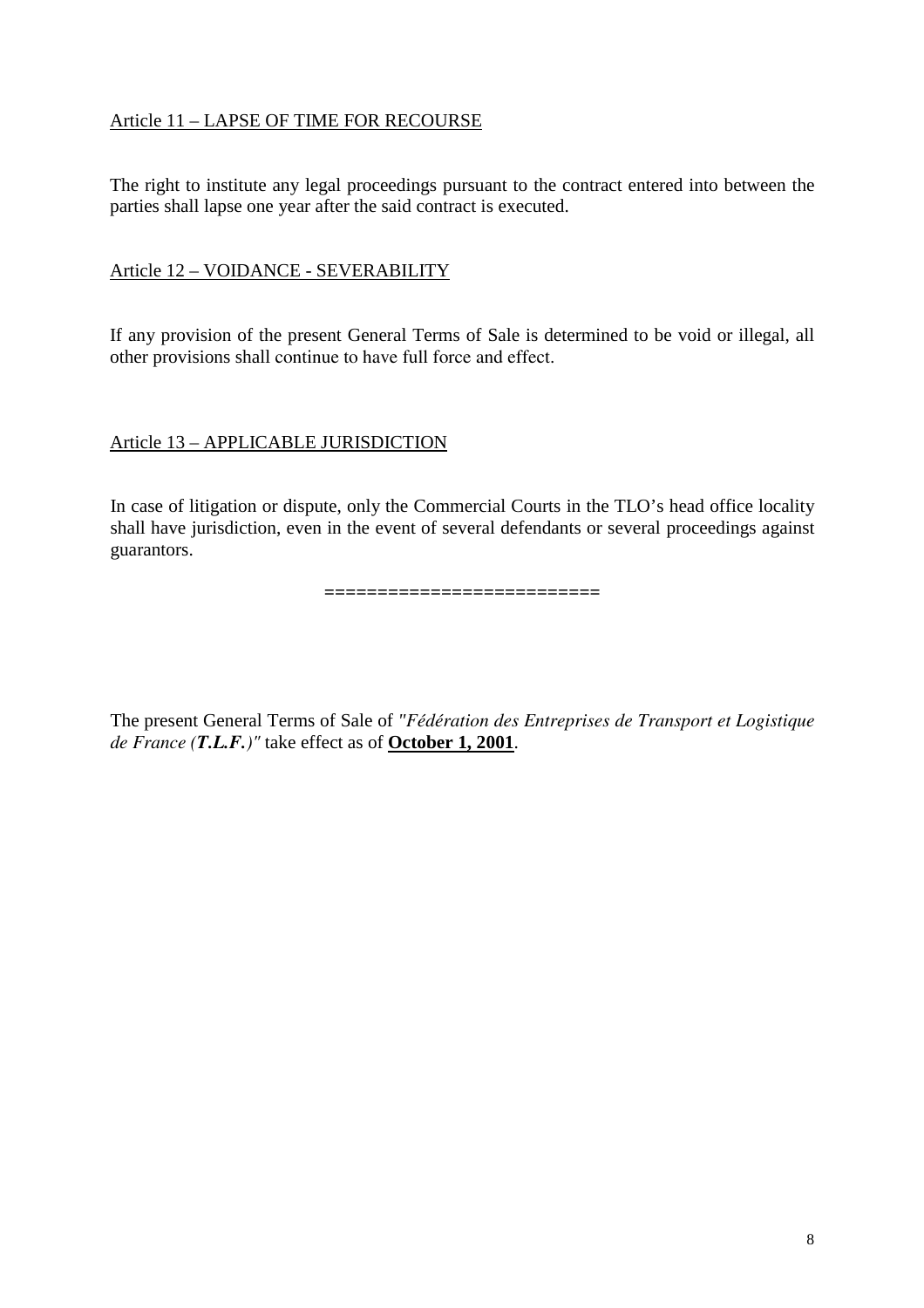Article 11 – LAPSE OF TIME FOR RECOURSE

The right to institute any legal proceedings pursuant to the contract entered into between the parties shall lapse one year after the said contract is executed.

Article 12 – VOIDANCE - SEVERABILITY

If any provision of the present General Terms of Sale is determined to be void or illegal, all other provisions shall continue to have full force and effect.

Article 13 – APPLICABLE JURISDICTION

In case of litigation or dispute, only the Commercial Courts in the TLO's head office locality shall have jurisdiction, even in the event of several defendants or several proceedings against guarantors.

==========================

The present General Terms of Sale of *"Fédération des Entreprises de Transport et Logistique de France (**T.L.F.**)"* take effect as of **October 1, 2001**.